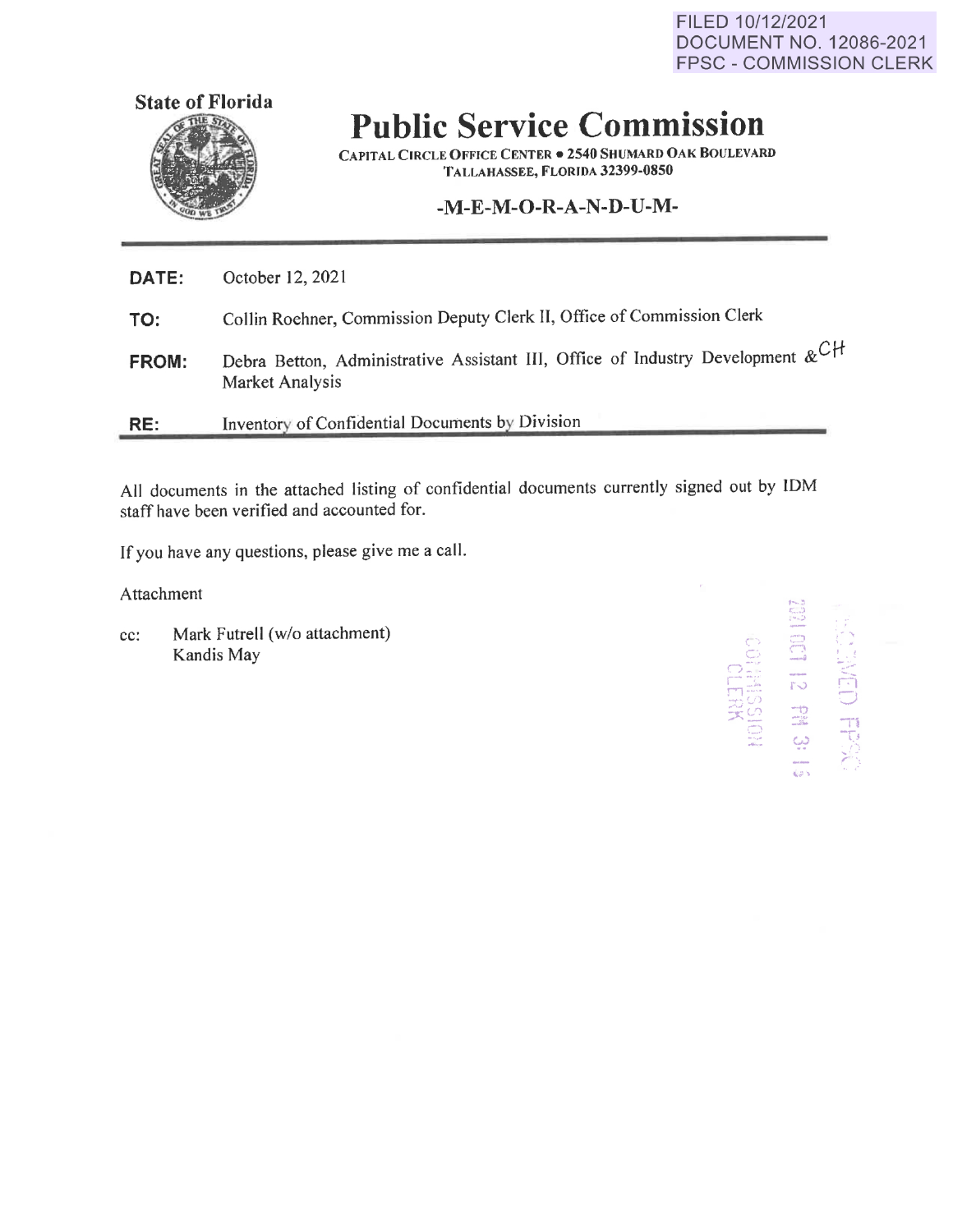FILED 10/12/2021
DOCUMENT NO. 12086-2021
FPSC - COMMISSION CLERK

State of Florida

# Public Service Commission

CAPITAL CIRCLE OFFICE CENTER • 2540 SHUMARD OAK BOULEVARD
TALLAHASSEE, FLORIDA 32399-0850

## -M-E-M-O-R-A-N-D-U-M-

**DATE:** October 12, 2021

**TO:** Collin Roehner, Commission Deputy Clerk II, Office of Commission Clerk

**FROM:** Debra Betton, Administrative Assistant III, Office of Industry Development & Market Analysis CH

**RE:** Inventory of Confidential Documents by Division

All documents in the attached listing of confidential documents currently signed out by IDM staff have been verified and accounted for.

If you have any questions, please give me a call.

Attachment

cc: Mark Futrell (w/o attachment)
Kandis May

RECEIVED FPSC
2021 OCT 12 PM 3:15
COMMISSION CLERK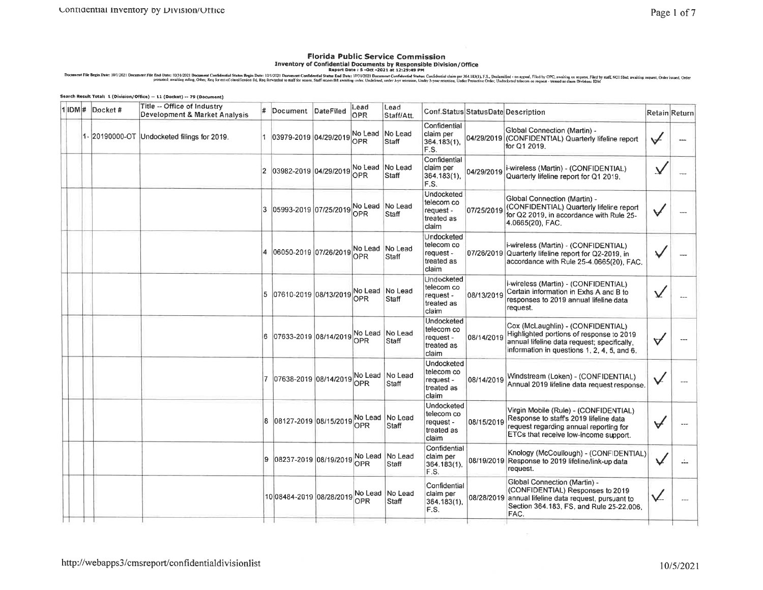# Florida Public Service Commission

## Inventory of Confidential Documents by Responsible Division/Office

**Report Date : 5 -Oct -2021 at 12:29:49 PM**

Document File Begin Date: 10/1/2021 Document File End Date: 10/31/2021 Document Confidential Status Begin Date: 10/1/2021 Document Confidential Status End Date: 10/31/2021 Document Confidential Status: Confidential claim per 364.183(1), F.S., Declassified - on appeal, Filed by OPC, awaiting co request, Filed by staff, NOI filed; awaiting request, Order issued, Order protested; awaiting ruling, Other, Req for ext of classification fld, Req forwarded to staff for recom, Staff recom fld; awaiting order, Undefined, under 3-yr retention, Under 5-year retention, Under Protective Order, Undocketed telecom co request - treated as claim Division: IDM

**Search Result Total: 1 (Division/Office) -- 11 (Docket) -- 79 (Document)**

| 1 | IDM | # | Docket # | Title -- Office of Industry Development & Market Analysis | # | Document | DateFiled | Lead OPR | Lead Staff/Att. | Conf.Status | StatusDate | Description | Retain | Return |
|---|---|---|---|---|---|---|---|---|---|---|---|---|---|---|
| | | 1- | 20190000-OT | Undocketed filings for 2019. | 1 | 03979-2019 | 04/29/2019 | No Lead OPR | No Lead Staff | Confidential claim per 364.183(1), F.S. | 04/29/2019 | Global Connection (Martin) - (CONFIDENTIAL) Quarterly lifeline report for Q1 2019. | ✓ | --- |
| | | | | | 2 | 03982-2019 | 04/29/2019 | No Lead OPR | No Lead Staff | Confidential claim per 364.183(1), F.S. | 04/29/2019 | i-wireless (Martin) - (CONFIDENTIAL) Quarterly lifeline report for Q1 2019. | ✓ | --- |
| | | | | | 3 | 05993-2019 | 07/25/2019 | No Lead OPR | No Lead Staff | Undocketed telecom co request - treated as claim | 07/25/2019 | Global Connection (Martin) - (CONFIDENTIAL) Quarterly lifeline report for Q2 2019, in accordance with Rule 25-4.0665(20), FAC. | ✓ | --- |
| | | | | | 4 | 06050-2019 | 07/26/2019 | No Lead OPR | No Lead Staff | Undocketed telecom co request - treated as claim | 07/26/2019 | i-wireless (Martin) - (CONFIDENTIAL) Quarterly lifeline report for Q2-2019, in accordance with Rule 25-4.0665(20), FAC. | ✓ | --- |
| | | | | | 5 | 07610-2019 | 08/13/2019 | No Lead OPR | No Lead Staff | Undocketed telecom co request - treated as claim | 08/13/2019 | i-wireless (Martin) - (CONFIDENTIAL) Certain information in Exhs A and B to responses to 2019 annual lifeline data request. | ✓ | --- |
| | | | | | 6 | 07633-2019 | 08/14/2019 | No Lead OPR | No Lead Staff | Undocketed telecom co request - treated as claim | 08/14/2019 | Cox (McLaughlin) - (CONFIDENTIAL) Highlighted portions of response to 2019 annual lifeline data request; specifically, information in questions 1, 2, 4, 5, and 6. | ✓ | --- |
| | | | | | 7 | 07638-2019 | 08/14/2019 | No Lead OPR | No Lead Staff | Undocketed telecom co request - treated as claim | 08/14/2019 | Windstream (Loken) - (CONFIDENTIAL) Annual 2019 lifeline data request response. | ✓ | --- |
| | | | | | 8 | 08127-2019 | 08/15/2019 | No Lead OPR | No Lead Staff | Undocketed telecom co request - treated as claim | 08/15/2019 | Virgin Mobile (Rule) - (CONFIDENTIAL) Response to staff's 2019 lifeline data request regarding annual reporting for ETCs that receive low-income support. | ✓ | --- |
| | | | | | 9 | 08237-2019 | 08/19/2019 | No Lead OPR | No Lead Staff | Confidential claim per 364.183(1), F.S. | 08/19/2019 | Knology (McCoullough) - (CONFIDENTIAL) Response to 2019 lifeline/link-up data request. | ✓ | --- |
| | | | | | 10 | 08484-2019 | 08/28/2019 | No Lead OPR | No Lead Staff | Confidential claim per 364.183(1), F.S. | 08/28/2019 | Global Connection (Martin) - (CONFIDENTIAL) Responses to 2019 annual lifeline data request, pursuant to Section 364.183, FS, and Rule 25-22.006, FAC. | ✓ | --- |

http://webapps3/cmsreport/confidentialdivisionlist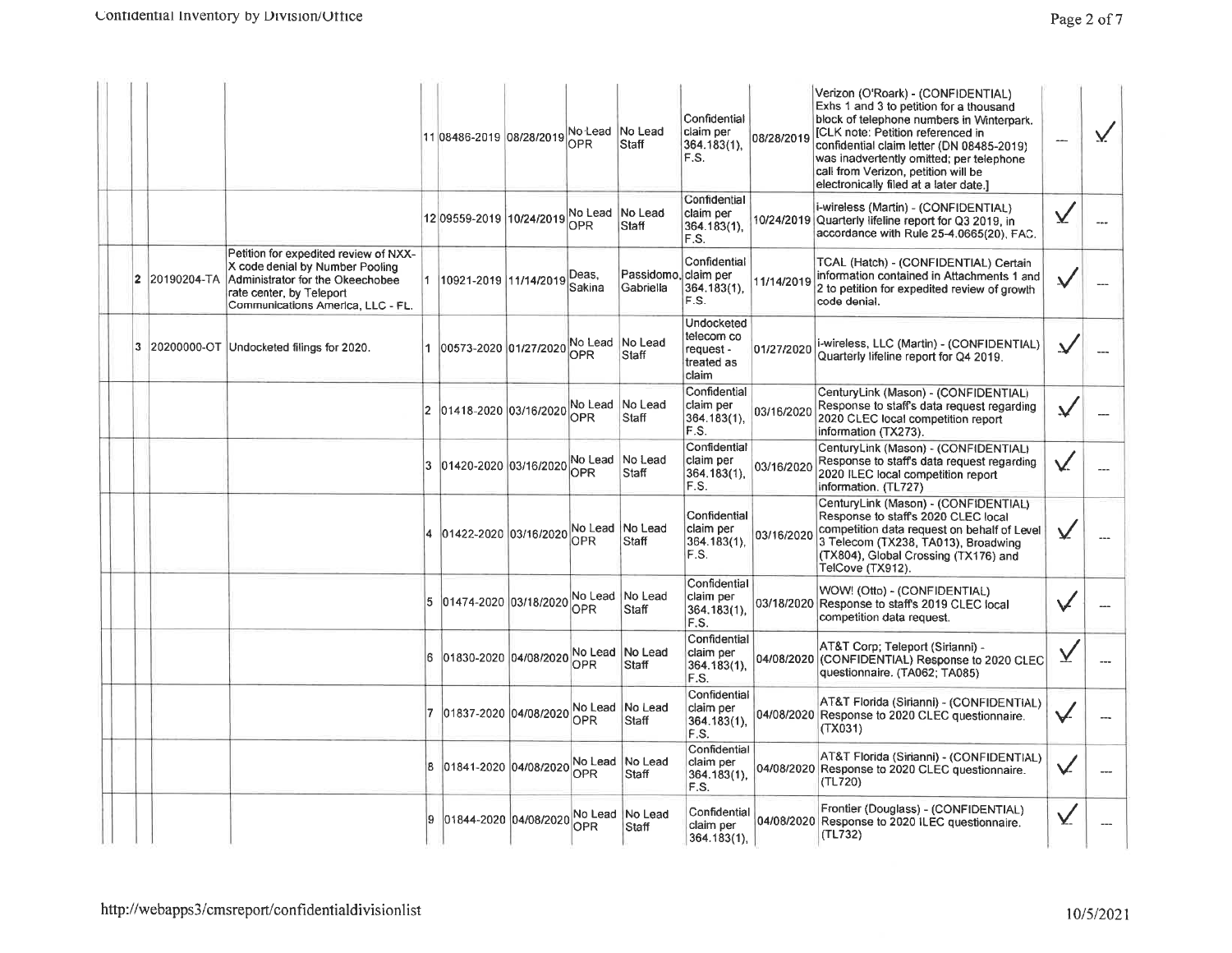| | | | | | | | | | | | | |
|---|---|---|---|---|---|---|---|---|---|---|---|---|
| | | | 11 | 08486-2019 | 08/28/2019 | No Lead OPR | No Lead Staff | Confidential claim per 364.183(1), F.S. | 08/28/2019 | Verizon (O'Roark) - (CONFIDENTIAL) Exhs 1 and 3 to petition for a thousand block of telephone numbers in Winterpark. [CLK note: Petition referenced in confidential claim letter (DN 08485-2019) was inadvertently omitted; per telephone call from Verizon, petition will be electronically filed at a later date.] | --- | ✓ |
| | | | 12 | 09559-2019 | 10/24/2019 | No Lead OPR | No Lead Staff | Confidential claim per 364.183(1), F.S. | 10/24/2019 | i-wireless (Martin) - (CONFIDENTIAL) Quarterly lifeline report for Q3 2019, in accordance with Rule 25-4.0665(20), FAC. | ✓ | --- |
| 2 | 20190204-TA | Petition for expedited review of NXX-X code denial by Number Pooling Administrator for the Okeechobee rate center, by Teleport Communications America, LLC - FL. | 1 | 10921-2019 | 11/14/2019 | Deas, Sakina | Passidomo, Gabriella | Confidential claim per 364.183(1), F.S. | 11/14/2019 | TCAL (Hatch) - (CONFIDENTIAL) Certain information contained in Attachments 1 and 2 to petition for expedited review of growth code denial. | ✓ | --- |
| 3 | 20200000-OT | Undocketed filings for 2020. | 1 | 00573-2020 | 01/27/2020 | No Lead OPR | No Lead Staff | Undocketed telecom co request - treated as claim | 01/27/2020 | i-wireless, LLC (Martin) - (CONFIDENTIAL) Quarterly lifeline report for Q4 2019. | ✓ | --- |
| | | | 2 | 01418-2020 | 03/16/2020 | No Lead OPR | No Lead Staff | Confidential claim per 364.183(1), F.S. | 03/16/2020 | CenturyLink (Mason) - (CONFIDENTIAL) Response to staff's data request regarding 2020 CLEC local competition report information (TX273). | ✓ | --- |
| | | | 3 | 01420-2020 | 03/16/2020 | No Lead OPR | No Lead Staff | Confidential claim per 364.183(1), F.S. | 03/16/2020 | CenturyLink (Mason) - (CONFIDENTIAL) Response to staff's data request regarding 2020 ILEC local competition report information. (TL727) | ✓ | --- |
| | | | 4 | 01422-2020 | 03/16/2020 | No Lead OPR | No Lead Staff | Confidential claim per 364.183(1), F.S. | 03/16/2020 | CenturyLink (Mason) - (CONFIDENTIAL) Response to staff's 2020 CLEC local competition data request on behalf of Level 3 Telecom (TX238, TA013), Broadwing (TX804), Global Crossing (TX176) and TelCove (TX912). | ✓ | --- |
| | | | 5 | 01474-2020 | 03/18/2020 | No Lead OPR | No Lead Staff | Confidential claim per 364.183(1), F.S. | 03/18/2020 | WOW! (Otto) - (CONFIDENTIAL) Response to staff's 2019 CLEC local competition data request. | ✓ | --- |
| | | | 6 | 01830-2020 | 04/08/2020 | No Lead OPR | No Lead Staff | Confidential claim per 364.183(1), F.S. | 04/08/2020 | AT&T Corp; Teleport (Sirianni) - (CONFIDENTIAL) Response to 2020 CLEC questionnaire. (TA062; TA085) | ✓ | --- |
| | | | 7 | 01837-2020 | 04/08/2020 | No Lead OPR | No Lead Staff | Confidential claim per 364.183(1), F.S. | 04/08/2020 | AT&T Florida (Sirianni) - (CONFIDENTIAL) Response to 2020 CLEC questionnaire. (TX031) | ✓ | --- |
| | | | 8 | 01841-2020 | 04/08/2020 | No Lead OPR | No Lead Staff | Confidential claim per 364.183(1), F.S. | 04/08/2020 | AT&T Florida (Sirianni) - (CONFIDENTIAL) Response to 2020 CLEC questionnaire. (TL720) | ✓ | --- |
| | | | 9 | 01844-2020 | 04/08/2020 | No Lead OPR | No Lead Staff | Confidential claim per 364.183(1), | 04/08/2020 | Frontier (Douglass) - (CONFIDENTIAL) Response to 2020 ILEC questionnaire. (TL732) | ✓ | --- |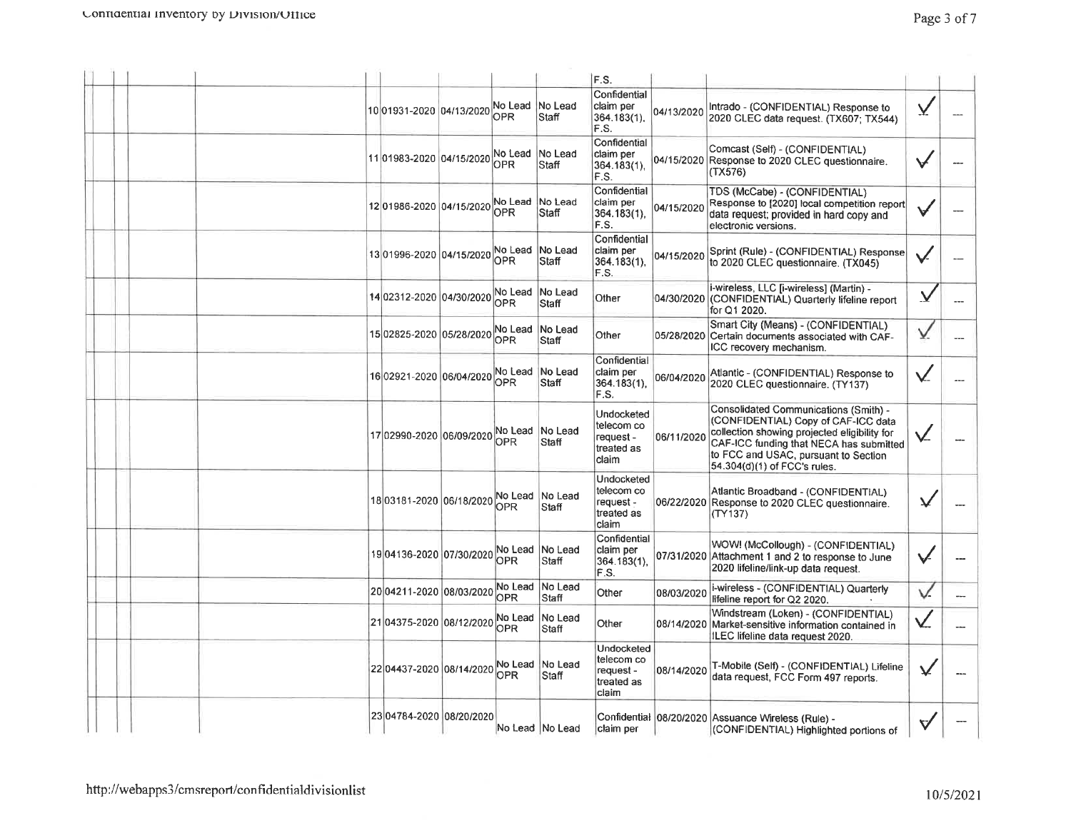| | | | | | | | | | | | | |
|---|---|---|---|---|---|---|---|---|---|---|---|---|
| | | | | | | | | F.S. | | | | |
| | | | | 10 | 01931-2020 | 04/13/2020 | No Lead OPR | No Lead Staff | Confidential claim per 364.183(1), F.S. | 04/13/2020 | Intrado - (CONFIDENTIAL) Response to 2020 CLEC data request. (TX607; TX544) | ✓ | --- |
| | | | | 11 | 01983-2020 | 04/15/2020 | No Lead OPR | No Lead Staff | Confidential claim per 364.183(1), F.S. | 04/15/2020 | Comcast (Self) - (CONFIDENTIAL) Response to 2020 CLEC questionnaire. (TX576) | ✓ | --- |
| | | | | 12 | 01986-2020 | 04/15/2020 | No Lead OPR | No Lead Staff | Confidential claim per 364.183(1), F.S. | 04/15/2020 | TDS (McCabe) - (CONFIDENTIAL) Response to [2020] local competition report data request; provided in hard copy and electronic versions. | ✓ | --- |
| | | | | 13 | 01996-2020 | 04/15/2020 | No Lead OPR | No Lead Staff | Confidential claim per 364.183(1), F.S. | 04/15/2020 | Sprint (Rule) - (CONFIDENTIAL) Response to 2020 CLEC questionnaire. (TX045) | ✓ | --- |
| | | | | 14 | 02312-2020 | 04/30/2020 | No Lead OPR | No Lead Staff | Other | 04/30/2020 | i-wireless, LLC [i-wireless] (Martin) - (CONFIDENTIAL) Quarterly lifeline report for Q1 2020. | ✓ | --- |
| | | | | 15 | 02825-2020 | 05/28/2020 | No Lead OPR | No Lead Staff | Other | 05/28/2020 | Smart City (Means) - (CONFIDENTIAL) Certain documents associated with CAF-ICC recovery mechanism. | ✓ | --- |
| | | | | 16 | 02921-2020 | 06/04/2020 | No Lead OPR | No Lead Staff | Confidential claim per 364.183(1), F.S. | 06/04/2020 | Atlantic - (CONFIDENTIAL) Response to 2020 CLEC questionnaire. (TY137) | ✓ | --- |
| | | | | 17 | 02990-2020 | 06/09/2020 | No Lead OPR | No Lead Staff | Undocketed telecom co request - treated as claim | 06/11/2020 | Consolidated Communications (Smith) - (CONFIDENTIAL) Copy of CAF-ICC data collection showing projected eligibility for CAF-ICC funding that NECA has submitted to FCC and USAC, pursuant to Section 54.304(d)(1) of FCC's rules. | ✓ | --- |
| | | | | 18 | 03181-2020 | 06/18/2020 | No Lead OPR | No Lead Staff | Undocketed telecom co request - treated as claim | 06/22/2020 | Atlantic Broadband - (CONFIDENTIAL) Response to 2020 CLEC questionnaire. (TY137) | ✓ | --- |
| | | | | 19 | 04136-2020 | 07/30/2020 | No Lead OPR | No Lead Staff | Confidential claim per 364.183(1), F.S. | 07/31/2020 | WOW! (McCollough) - (CONFIDENTIAL) Attachment 1 and 2 to response to June 2020 lifeline/link-up data request. | ✓ | --- |
| | | | | 20 | 04211-2020 | 08/03/2020 | No Lead OPR | No Lead Staff | Other | 08/03/2020 | i-wireless - (CONFIDENTIAL) Quarterly lifeline report for Q2 2020. | ✓ | --- |
| | | | | 21 | 04375-2020 | 08/12/2020 | No Lead OPR | No Lead Staff | Other | 08/14/2020 | Windstream (Loken) - (CONFIDENTIAL) Market-sensitive information contained in ILEC lifeline data request 2020. | ✓ | --- |
| | | | | 22 | 04437-2020 | 08/14/2020 | No Lead OPR | No Lead Staff | Undocketed telecom co request - treated as claim | 08/14/2020 | T-Mobile (Self) - (CONFIDENTIAL) Lifeline data request, FCC Form 497 reports. | ✓ | --- |
| | | | | 23 | 04784-2020 | 08/20/2020 | No Lead | No Lead | Confidential claim per | 08/20/2020 | Assuance Wireless (Rule) - (CONFIDENTIAL) Highlighted portions of | ✓ | --- |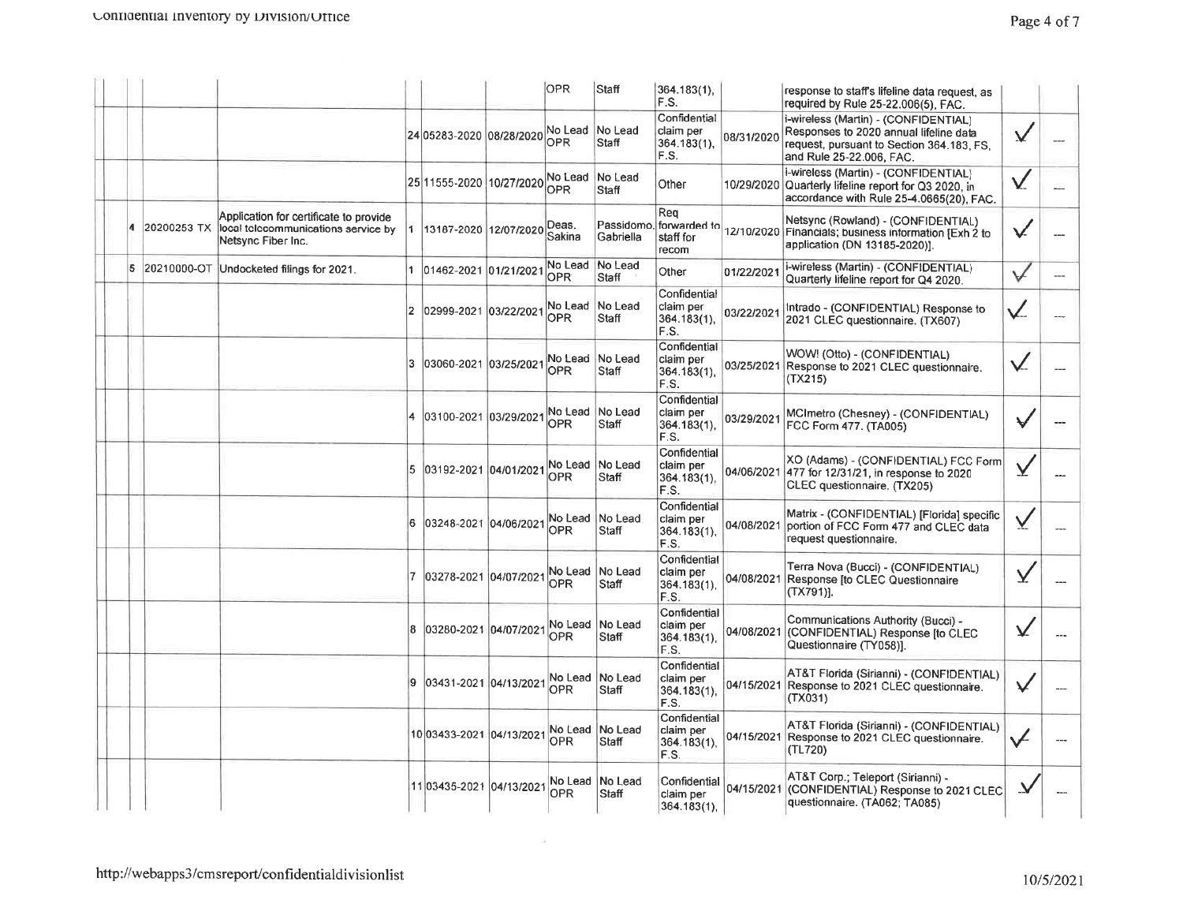| | | | | | | OPR | Staff | 364.183(1), F.S. | | response to staff's lifeline data request, as required by Rule 25-22.006(5), FAC. | | |
|---|---|---|---|---|---|---|---|---|---|---|---|---|
| | | | 24 | 05283-2020 | 08/28/2020 | No Lead OPR | No Lead Staff | Confidential claim per 364.183(1), F.S. | 08/31/2020 | i-wireless (Martin) - (CONFIDENTIAL) Responses to 2020 annual lifeline data request, pursuant to Section 364.183, FS, and Rule 25-22.006, FAC. | ✓ | --- |
| | | | 25 | 11555-2020 | 10/27/2020 | No Lead OPR | No Lead Staff | Other | 10/29/2020 | i-wireless (Martin) - (CONFIDENTIAL) Quarterly lifeline report for Q3 2020, in accordance with Rule 25-4.0665(20), FAC. | ✓ | --- |
| 4 | 20200253 TX | Application for certificate to provide local telecommunications service by Netsync Fiber Inc. | 1 | 13187-2020 | 12/07/2020 | Deas, Sakina | Passidomo, Gabriella | Req forwarded to staff for recom | 12/10/2020 | Netsync (Rowland) - (CONFIDENTIAL) Financials; business information [Exh 2 to application (DN 13185-2020)]. | ✓ | --- |
| 5 | 20210000-OT | Undocketed filings for 2021. | 1 | 01462-2021 | 01/21/2021 | No Lead OPR | No Lead Staff | Other | 01/22/2021 | i-wireless (Martin) - (CONFIDENTIAL) Quarterly lifeline report for Q4 2020. | ✓ | --- |
| | | | 2 | 02999-2021 | 03/22/2021 | No Lead OPR | No Lead Staff | Confidential claim per 364.183(1), F.S. | 03/22/2021 | Intrado - (CONFIDENTIAL) Response to 2021 CLEC questionnaire. (TX607) | ✓ | --- |
| | | | 3 | 03060-2021 | 03/25/2021 | No Lead OPR | No Lead Staff | Confidential claim per 364.183(1), F.S. | 03/25/2021 | WOW! (Otto) - (CONFIDENTIAL) Response to 2021 CLEC questionnaire. (TX215) | ✓ | --- |
| | | | 4 | 03100-2021 | 03/29/2021 | No Lead OPR | No Lead Staff | Confidential claim per 364.183(1), F.S. | 03/29/2021 | MCImetro (Chesney) - (CONFIDENTIAL) FCC Form 477. (TA005) | ✓ | --- |
| | | | 5 | 03192-2021 | 04/01/2021 | No Lead OPR | No Lead Staff | Confidential claim per 364.183(1), F.S. | 04/06/2021 | XO (Adams) - (CONFIDENTIAL) FCC Form 477 for 12/31/21, in response to 2020 CLEC questionnaire. (TX205) | ✓ | --- |
| | | | 6 | 03248-2021 | 04/06/2021 | No Lead OPR | No Lead Staff | Confidential claim per 364.183(1), F.S. | 04/08/2021 | Matrix - (CONFIDENTIAL) [Florida] specific portion of FCC Form 477 and CLEC data request questionnaire. | ✓ | --- |
| | | | 7 | 03278-2021 | 04/07/2021 | No Lead OPR | No Lead Staff | Confidential claim per 364.183(1), F.S. | 04/08/2021 | Terra Nova (Bucci) - (CONFIDENTIAL) Response [to CLEC Questionnaire (TX791)]. | ✓ | --- |
| | | | 8 | 03280-2021 | 04/07/2021 | No Lead OPR | No Lead Staff | Confidential claim per 364.183(1), F.S. | 04/08/2021 | Communications Authority (Bucci) - (CONFIDENTIAL) Response [to CLEC Questionnaire (TY058)]. | ✓ | --- |
| | | | 9 | 03431-2021 | 04/13/2021 | No Lead OPR | No Lead Staff | Confidential claim per 364.183(1), F.S. | 04/15/2021 | AT&T Florida (Sirianni) - (CONFIDENTIAL) Response to 2021 CLEC questionnaire. (TX031) | ✓ | --- |
| | | | 10 | 03433-2021 | 04/13/2021 | No Lead OPR | No Lead Staff | Confidential claim per 364.183(1), F.S. | 04/15/2021 | AT&T Florida (Sirianni) - (CONFIDENTIAL) Response to 2021 CLEC questionnaire. (TL720) | ✓ | --- |
| | | | 11 | 03435-2021 | 04/13/2021 | No Lead OPR | No Lead Staff | Confidential claim per 364.183(1), | 04/15/2021 | AT&T Corp.; Teleport (Sirianni) - (CONFIDENTIAL) Response to 2021 CLEC questionnaire. (TA062; TA085) | ✓ | --- |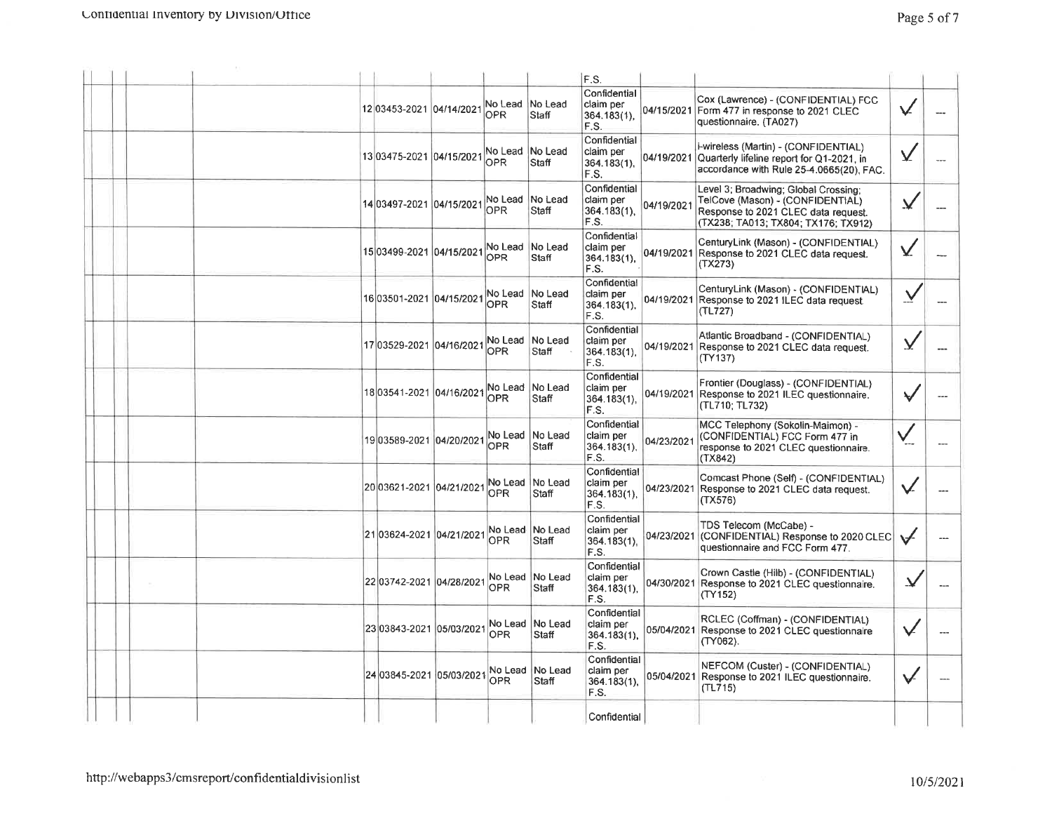| | | | | | | | | | | F.S. | | | | |
|---|---|---|---|---|---|---|---|---|---|---|---|---|---|---|
| | | | | 12 | 03453-2021 | 04/14/2021 | No Lead OPR | No Lead Staff | | Confidential claim per 364.183(1), F.S. | 04/15/2021 | Cox (Lawrence) - (CONFIDENTIAL) FCC Form 477 in response to 2021 CLEC questionnaire. (TA027) | ✓ | --- |
| | | | | 13 | 03475-2021 | 04/15/2021 | No Lead OPR | No Lead Staff | | Confidential claim per 364.183(1), F.S. | 04/19/2021 | i-wireless (Martin) - (CONFIDENTIAL) Quarterly lifeline report for Q1-2021, in accordance with Rule 25-4.0665(20), FAC. | ✓ | --- |
| | | | | 14 | 03497-2021 | 04/15/2021 | No Lead OPR | No Lead Staff | | Confidential claim per 364.183(1), F.S. | 04/19/2021 | Level 3; Broadwing; Global Crossing; TelCove (Mason) - (CONFIDENTIAL) Response to 2021 CLEC data request. (TX238; TA013; TX804; TX176; TX912) | ✓ | --- |
| | | | | 15 | 03499-2021 | 04/15/2021 | No Lead OPR | No Lead Staff | | Confidential claim per 364.183(1), F.S. | 04/19/2021 | CenturyLink (Mason) - (CONFIDENTIAL) Response to 2021 CLEC data request. (TX273) | ✓ | --- |
| | | | | 16 | 03501-2021 | 04/15/2021 | No Lead OPR | No Lead Staff | | Confidential claim per 364.183(1), F.S. | 04/19/2021 | CenturyLink (Mason) - (CONFIDENTIAL) Response to 2021 ILEC data request (TL727) | ✓ | --- |
| | | | | 17 | 03529-2021 | 04/16/2021 | No Lead OPR | No Lead Staff | | Confidential claim per 364.183(1), F.S. | 04/19/2021 | Atlantic Broadband - (CONFIDENTIAL) Response to 2021 CLEC data request. (TY137) | ✓ | --- |
| | | | | 18 | 03541-2021 | 04/16/2021 | No Lead OPR | No Lead Staff | | Confidential claim per 364.183(1), F.S. | 04/19/2021 | Frontier (Douglass) - (CONFIDENTIAL) Response to 2021 ILEC questionnaire. (TL710; TL732) | ✓ | --- |
| | | | | 19 | 03589-2021 | 04/20/2021 | No Lead OPR | No Lead Staff | | Confidential claim per 364.183(1), F.S. | 04/23/2021 | MCC Telephony (Sokolin-Maimon) - (CONFIDENTIAL) FCC Form 477 in response to 2021 CLEC questionnaire. (TX842) | ✓ | --- |
| | | | | 20 | 03621-2021 | 04/21/2021 | No Lead OPR | No Lead Staff | | Confidential claim per 364.183(1), F.S. | 04/23/2021 | Comcast Phone (Self) - (CONFIDENTIAL) Response to 2021 CLEC data request. (TX576) | ✓ | --- |
| | | | | 21 | 03624-2021 | 04/21/2021 | No Lead OPR | No Lead Staff | | Confidential claim per 364.183(1), F.S. | 04/23/2021 | TDS Telecom (McCabe) - (CONFIDENTIAL) Response to 2020 CLEC questionnaire and FCC Form 477. | ✓ | --- |
| | | | | 22 | 03742-2021 | 04/28/2021 | No Lead OPR | No Lead Staff | | Confidential claim per 364.183(1), F.S. | 04/30/2021 | Crown Castle (Hilb) - (CONFIDENTIAL) Response to 2021 CLEC questionnaire. (TY152) | ✓ | --- |
| | | | | 23 | 03843-2021 | 05/03/2021 | No Lead OPR | No Lead Staff | | Confidential claim per 364.183(1), F.S. | 05/04/2021 | RCLEC (Coffman) - (CONFIDENTIAL) Response to 2021 CLEC questionnaire (TY062). | ✓ | --- |
| | | | | 24 | 03845-2021 | 05/03/2021 | No Lead OPR | No Lead Staff | | Confidential claim per 364.183(1), F.S. | 05/04/2021 | NEFCOM (Custer) - (CONFIDENTIAL) Response to 2021 ILEC questionnaire. (TL715) | ✓ | --- |
| | | | | | | | | | | Confidential | | | | |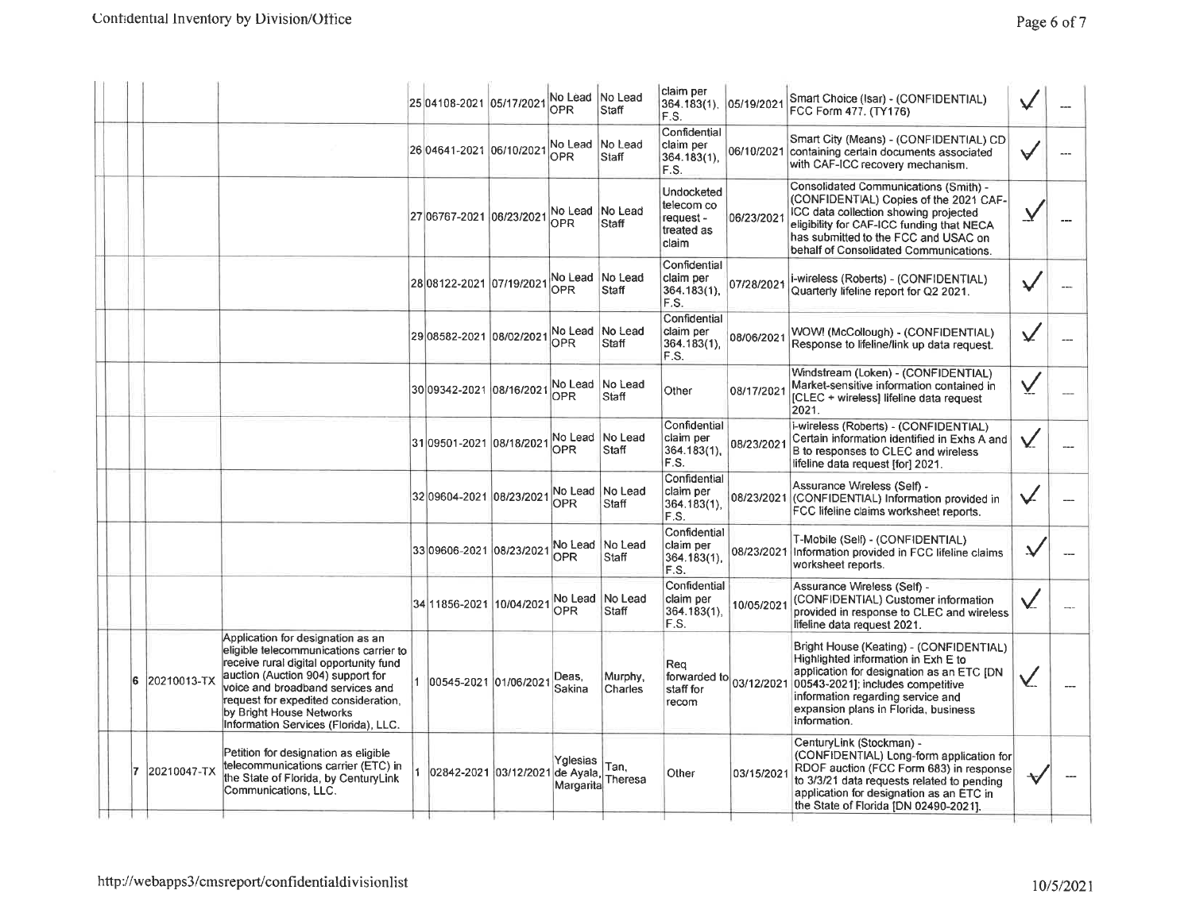| | | | | | | | | | | | | |
|---|---|---|---|---|---|---|---|---|---|---|---|---|
| | | | 25 | 04108-2021 | 05/17/2021 | No Lead OPR | No Lead Staff | claim per 364.183(1), F.S. | 05/19/2021 | Smart Choice (Isar) - (CONFIDENTIAL) FCC Form 477. (TY176) | ✓ | --- |
| | | | 26 | 04641-2021 | 06/10/2021 | No Lead OPR | No Lead Staff | Confidential claim per 364.183(1), F.S. | 06/10/2021 | Smart City (Means) - (CONFIDENTIAL) CD containing certain documents associated with CAF-ICC recovery mechanism. | ✓ | --- |
| | | | 27 | 06767-2021 | 06/23/2021 | No Lead OPR | No Lead Staff | Undocketed telecom co request - treated as claim | 06/23/2021 | Consolidated Communications (Smith) - (CONFIDENTIAL) Copies of the 2021 CAF-ICC data collection showing projected eligibility for CAF-ICC funding that NECA has submitted to the FCC and USAC on behalf of Consolidated Communications. | ✓ | --- |
| | | | 28 | 08122-2021 | 07/19/2021 | No Lead OPR | No Lead Staff | Confidential claim per 364.183(1), F.S. | 07/28/2021 | i-wireless (Roberts) - (CONFIDENTIAL) Quarterly lifeline report for Q2 2021. | ✓ | --- |
| | | | 29 | 08582-2021 | 08/02/2021 | No Lead OPR | No Lead Staff | Confidential claim per 364.183(1), F.S. | 08/06/2021 | WOW! (McCollough) - (CONFIDENTIAL) Response to lifeline/link up data request. | ✓ | --- |
| | | | 30 | 09342-2021 | 08/16/2021 | No Lead OPR | No Lead Staff | Other | 08/17/2021 | Windstream (Loken) - (CONFIDENTIAL) Market-sensitive information contained in [CLEC + wireless] lifeline data request 2021. | ✓ | --- |
| | | | 31 | 09501-2021 | 08/18/2021 | No Lead OPR | No Lead Staff | Confidential claim per 364.183(1), F.S. | 08/23/2021 | i-wireless (Roberts) - (CONFIDENTIAL) Certain information identified in Exhs A and B to responses to CLEC and wireless lifeline data request [for] 2021. | ✓ | --- |
| | | | 32 | 09604-2021 | 08/23/2021 | No Lead OPR | No Lead Staff | Confidential claim per 364.183(1), F.S. | 08/23/2021 | Assurance Wireless (Self) - (CONFIDENTIAL) Information provided in FCC lifeline claims worksheet reports. | ✓ | --- |
| | | | 33 | 09606-2021 | 08/23/2021 | No Lead OPR | No Lead Staff | Confidential claim per 364.183(1), F.S. | 08/23/2021 | T-Mobile (Self) - (CONFIDENTIAL) Information provided in FCC lifeline claims worksheet reports. | ✓ | --- |
| | | | 34 | 11856-2021 | 10/04/2021 | No Lead OPR | No Lead Staff | Confidential claim per 364.183(1), F.S. | 10/05/2021 | Assurance Wireless (Self) - (CONFIDENTIAL) Customer information provided in response to CLEC and wireless lifeline data request 2021. | ✓ | --- |
| 6 | 20210013-TX | Application for designation as an eligible telecommunications carrier to receive rural digital opportunity fund auction (Auction 904) support for voice and broadband services and request for expedited consideration, by Bright House Networks Information Services (Florida), LLC. | 1 | 00545-2021 | 01/06/2021 | Deas, Sakina | Murphy, Charles | Req forwarded to staff for recom | 03/12/2021 | Bright House (Keating) - (CONFIDENTIAL) Highlighted information in Exh E to application for designation as an ETC [DN 00543-2021]; includes competitive information regarding service and expansion plans in Florida, business information. | ✓ | --- |
| 7 | 20210047-TX | Petition for designation as eligible telecommunications carrier (ETC) in the State of Florida, by CenturyLink Communications, LLC. | 1 | 02842-2021 | 03/12/2021 | Yglesias de Ayala, Margarita | Tan, Theresa | Other | 03/15/2021 | CenturyLink (Stockman) - (CONFIDENTIAL) Long-form application for RDOF auction (FCC Form 683) in response to 3/3/21 data requests related to pending application for designation as an ETC in the State of Florida [DN 02490-2021]. | ✓ | --- |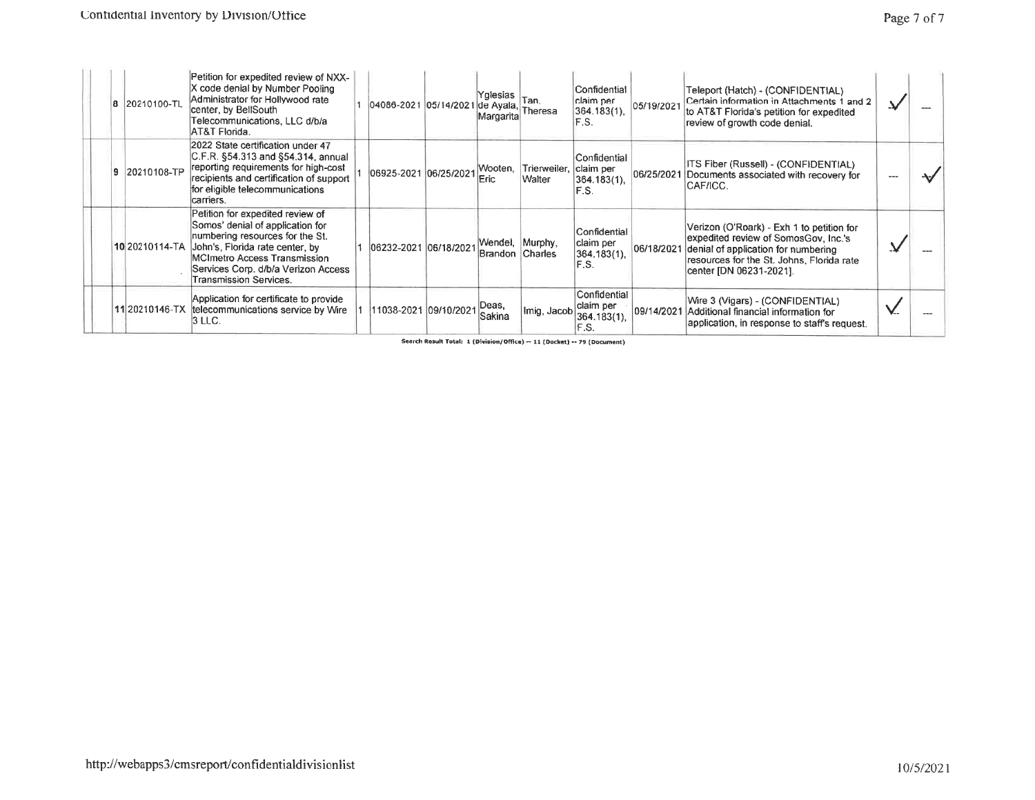| | | | | | | | | | | | | |
|---|---|---|---|---|---|---|---|---|---|---|---|---|
| | 8 | 20210100-TL | Petition for expedited review of NXX-X code denial by Number Pooling Administrator for Hollywood rate center, by BellSouth Telecommunications, LLC d/b/a AT&T Florida. | 1 | 04086-2021 | 05/14/2021 | Yglesias de Ayala, Margarita | Tan, Theresa | Confidential claim per 364.183(1), F.S. | 05/19/2021 | Teleport (Hatch) - (CONFIDENTIAL) Certain information in Attachments 1 and 2 to AT&T Florida's petition for expedited review of growth code denial. | ✓ | --- |
| | 9 | 20210108-TP | 2022 State certification under 47 C.F.R. §54.313 and §54.314, annual reporting requirements for high-cost recipients and certification of support for eligible telecommunications carriers. | 1 | 06925-2021 | 06/25/2021 | Wooten, Eric | Trierweiler, Walter | Confidential claim per 364.183(1), F.S. | 06/25/2021 | ITS Fiber (Russell) - (CONFIDENTIAL) Documents associated with recovery for CAF/ICC. | --- | ✓ |
| | 10 | 20210114-TA | Petition for expedited review of Somos' denial of application for numbering resources for the St. John's, Florida rate center, by MCImetro Access Transmission Services Corp. d/b/a Verizon Access Transmission Services. | 1 | 06232-2021 | 06/18/2021 | Wendel, Brandon | Murphy, Charles | Confidential claim per 364.183(1), F.S. | 06/18/2021 | Verizon (O'Roark) - Exh 1 to petition for expedited review of SomosGov, Inc.'s denial of application for numbering resources for the St. Johns, Florida rate center [DN 06231-2021]. | ✓ | --- |
| | 11 | 20210146-TX | Application for certificate to provide telecommunications service by Wire 3 LLC. | 1 | 11038-2021 | 09/10/2021 | Deas, Sakina | Imig, Jacob | Confidential claim per 364.183(1), F.S. | 09/14/2021 | Wire 3 (Vigars) - (CONFIDENTIAL) Additional financial information for application, in response to staff's request. | ✓ | --- |

Search Result Total: 1 (Division/Office) -- 11 (Docket) -- 79 (Document)

http://webapps3/cmsreport/confidentialdivisionlist